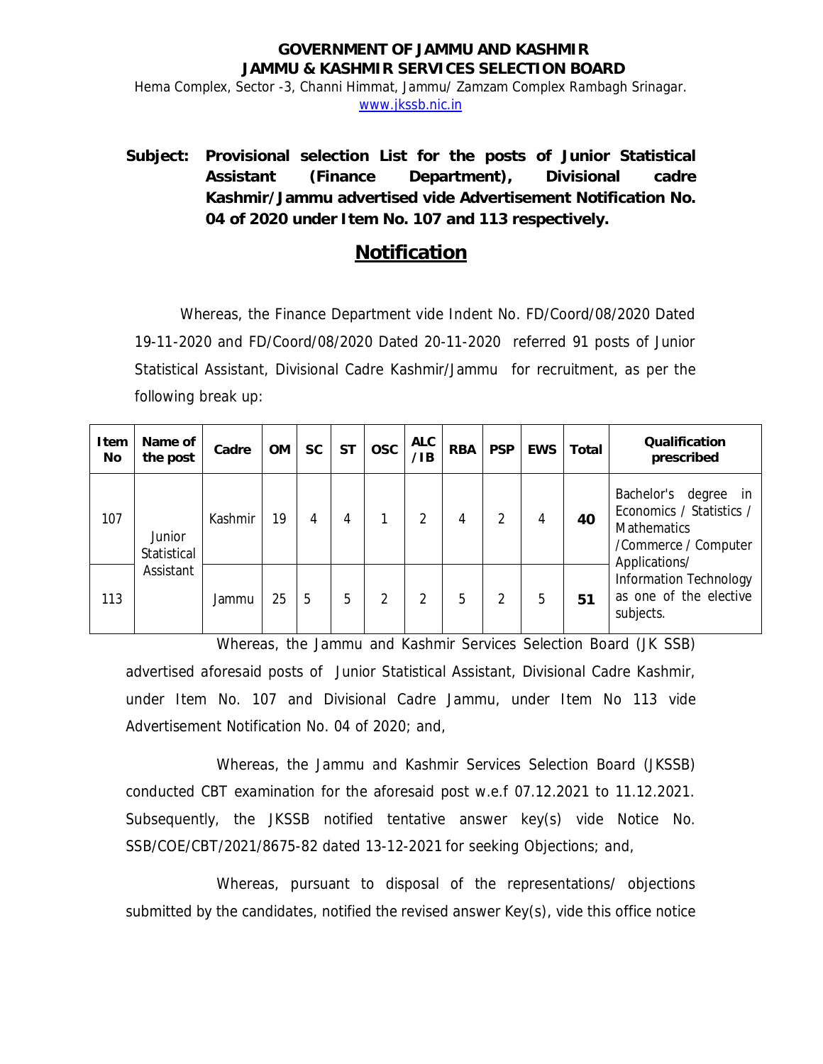**GOVERNMENT OF JAMMU AND KASHMIR**
**JAMMU & KASHMIR SERVICES SELECTION BOARD**

Hema Complex, Sector -3, Channi Himmat, Jammu/ Zamzam Complex Rambagh Srinagar.
www.jkssb.nic.in

**Subject: Provisional selection List for the posts of Junior Statistical Assistant (Finance Department), Divisional cadre Kashmir/Jammu advertised vide Advertisement Notification No. 04 of 2020 under Item No. 107 and 113 respectively.**

# Notification

Whereas, the Finance Department vide Indent No. FD/Coord/08/2020 Dated 19-11-2020 and FD/Coord/08/2020 Dated 20-11-2020 referred 91 posts of Junior Statistical Assistant, Divisional Cadre Kashmir/Jammu for recruitment, as per the following break up:

| Item No | Name of the post | Cadre | OM | SC | ST | OSC | ALC /IB | RBA | PSP | EWS | Total | Qualification prescribed |
|---|---|---|---|---|---|---|---|---|---|---|---|---|
| 107 | Junior Statistical Assistant | Kashmir | 19 | 4 | 4 | 1 | 2 | 4 | 2 | 4 | **40** | Bachelor's degree in Economics / Statistics / Mathematics /Commerce / Computer Applications/ Information Technology as one of the elective subjects. |
| 113 | | Jammu | 25 | 5 | 5 | 2 | 2 | 5 | 2 | 5 | **51** | |

Whereas, the Jammu and Kashmir Services Selection Board (JK SSB) advertised aforesaid posts of Junior Statistical Assistant, Divisional Cadre Kashmir, under Item No. 107 and Divisional Cadre Jammu, under Item No 113 vide Advertisement Notification No. 04 of 2020; and,

Whereas, the Jammu and Kashmir Services Selection Board (JKSSB) conducted CBT examination for the aforesaid post w.e.f 07.12.2021 to 11.12.2021. Subsequently, the JKSSB notified tentative answer key(s) vide Notice No. SSB/COE/CBT/2021/8675-82 dated 13-12-2021 for seeking Objections; and,

Whereas, pursuant to disposal of the representations/ objections submitted by the candidates, notified the revised answer Key(s), vide this office notice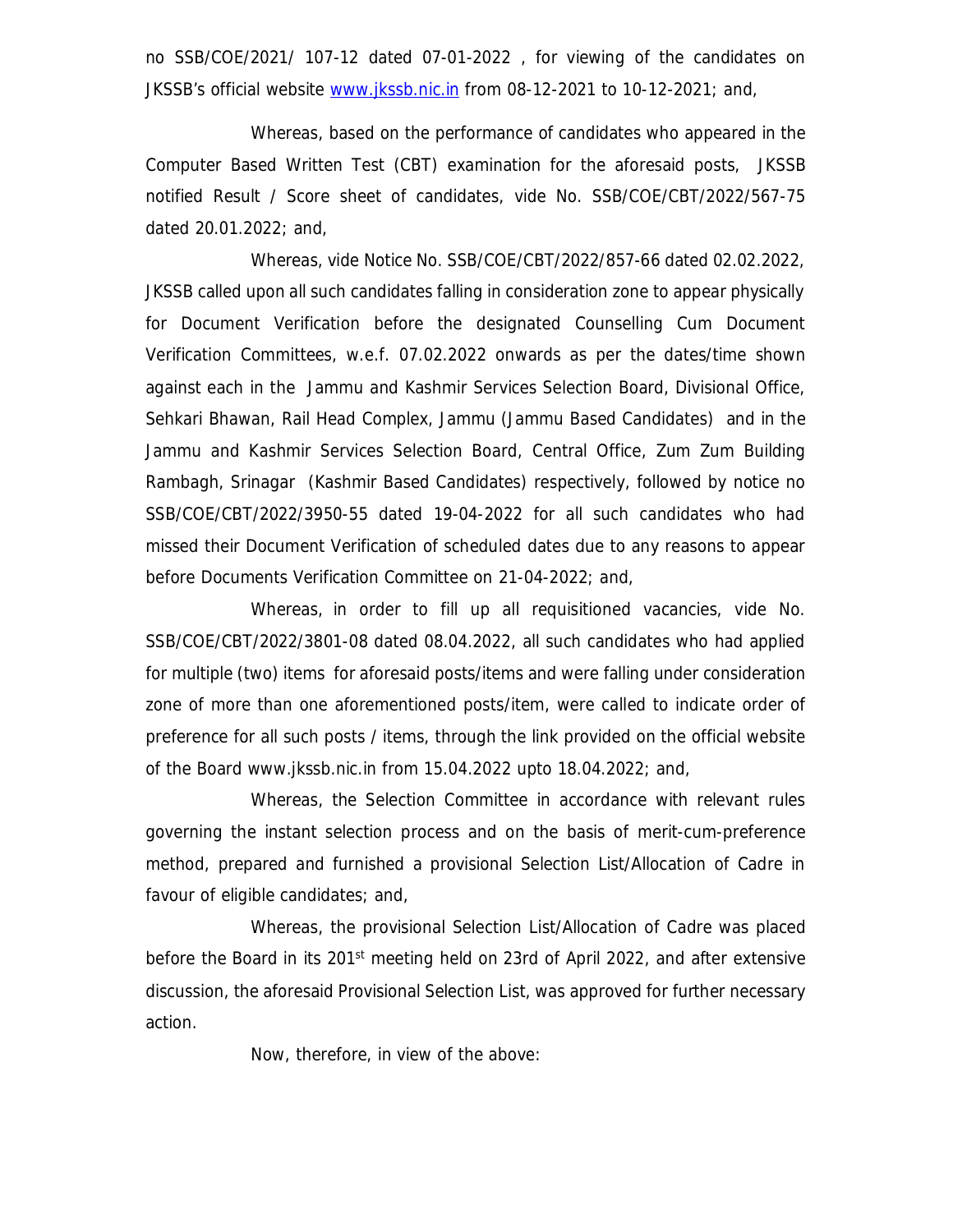no SSB/COE/2021/ 107-12 dated 07-01-2022 , for viewing of the candidates on JKSSB's official website www.jkssb.nic.in from 08-12-2021 to 10-12-2021; and,

Whereas, based on the performance of candidates who appeared in the Computer Based Written Test (CBT) examination for the aforesaid posts, JKSSB notified Result / Score sheet of candidates, vide No. SSB/COE/CBT/2022/567-75 dated 20.01.2022; and,

Whereas, vide Notice No. SSB/COE/CBT/2022/857-66 dated 02.02.2022, JKSSB called upon all such candidates falling in consideration zone to appear physically for Document Verification before the designated Counselling Cum Document Verification Committees, w.e.f. 07.02.2022 onwards as per the dates/time shown against each in the Jammu and Kashmir Services Selection Board, Divisional Office, Sehkari Bhawan, Rail Head Complex, Jammu (Jammu Based Candidates) and in the Jammu and Kashmir Services Selection Board, Central Office, Zum Zum Building Rambagh, Srinagar (Kashmir Based Candidates) respectively, followed by notice no SSB/COE/CBT/2022/3950-55 dated 19-04-2022 for all such candidates who had missed their Document Verification of scheduled dates due to any reasons to appear before Documents Verification Committee on 21-04-2022; and,

Whereas, in order to fill up all requisitioned vacancies, vide No. SSB/COE/CBT/2022/3801-08 dated 08.04.2022, all such candidates who had applied for multiple (two) items for aforesaid posts/items and were falling under consideration zone of more than one aforementioned posts/item, were called to indicate order of preference for all such posts / items, through the link provided on the official website of the Board www.jkssb.nic.in from 15.04.2022 upto 18.04.2022; and,

Whereas, the Selection Committee in accordance with relevant rules governing the instant selection process and on the basis of merit-cum-preference method, prepared and furnished a provisional Selection List/Allocation of Cadre in favour of eligible candidates; and,

Whereas, the provisional Selection List/Allocation of Cadre was placed before the Board in its 201st meeting held on 23rd of April 2022, and after extensive discussion, the aforesaid Provisional Selection List, was approved for further necessary action.

Now, therefore, in view of the above: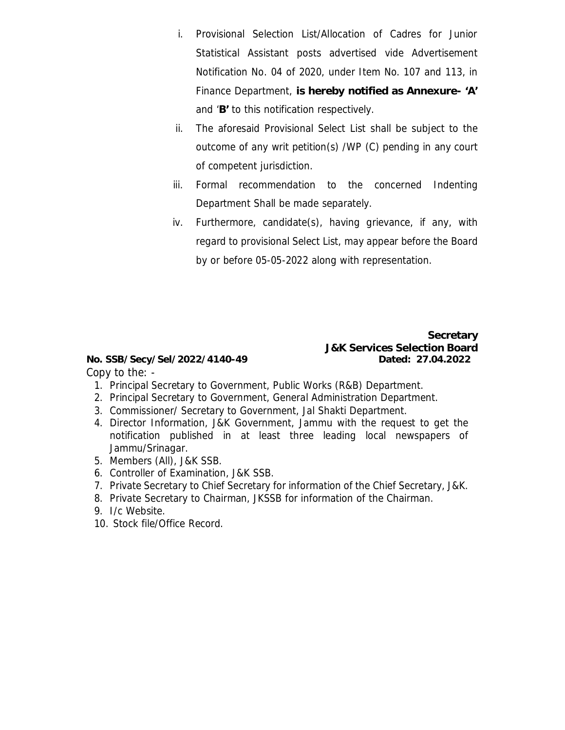i. Provisional Selection List/Allocation of Cadres for Junior Statistical Assistant posts advertised vide Advertisement Notification No. 04 of 2020, under Item No. 107 and 113, in Finance Department, **is hereby notified as Annexure- 'A'** and '**B'** to this notification respectively.

ii. The aforesaid Provisional Select List shall be subject to the outcome of any writ petition(s) /WP (C) pending in any court of competent jurisdiction.

iii. Formal recommendation to the concerned Indenting Department Shall be made separately.

iv. Furthermore, candidate(s), having grievance, if any, with regard to provisional Select List, may appear before the Board by or before 05-05-2022 along with representation.

**Secretary**
**J&K Services Selection Board**

**No. SSB/Secy/Sel/2022/4140-49** **Dated: 27.04.2022**

Copy to the: -

1. Principal Secretary to Government, Public Works (R&B) Department.
2. Principal Secretary to Government, General Administration Department.
3. Commissioner/ Secretary to Government, Jal Shakti Department.
4. Director Information, J&K Government, Jammu with the request to get the notification published in at least three leading local newspapers of Jammu/Srinagar.
5. Members (All), J&K SSB.
6. Controller of Examination, J&K SSB.
7. Private Secretary to Chief Secretary for information of the Chief Secretary, J&K.
8. Private Secretary to Chairman, JKSSB for information of the Chairman.
9. I/c Website.
10. Stock file/Office Record.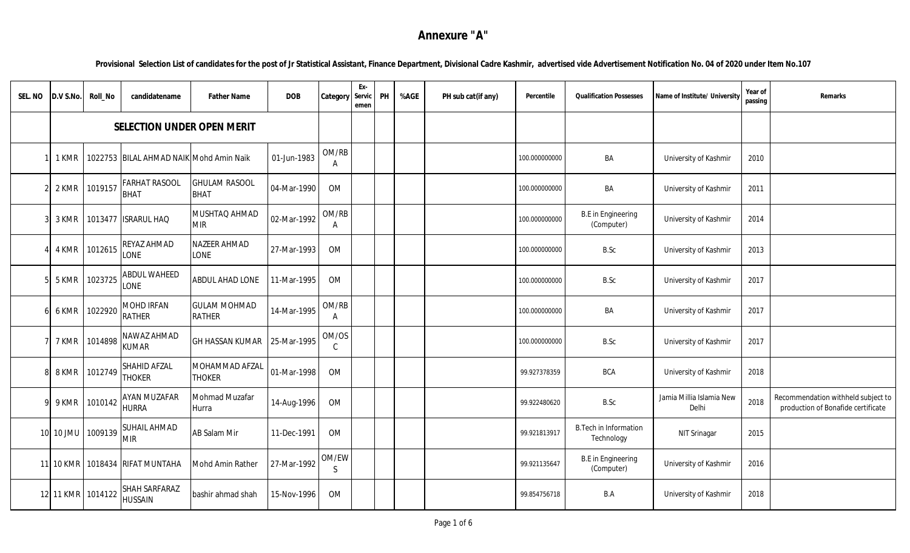# Annexure "A"

**Provisional Selection List of candidates for the post of Jr Statistical Assistant, Finance Department, Divisional Cadre Kashmir, advertised vide Advertisement Notification No. 04 of 2020 under Item No.107**

| SEL. NO | D.V S.No. | Roll_No | candidatename | Father Name | DOB | Category | Ex-Servicemen | PH | %AGE | PH sub cat(if any) | Percentile | Qualification Possesses | Name of Institute/ University | Year of passing | Remarks |
|---|---|---|---|---|---|---|---|---|---|---|---|---|---|---|---|
| | **SELECTION UNDER OPEN MERIT** | | | | | | | | | | | | | | |
| 1 | 1 KMR | 1022753 | BILAL AHMAD NAIK | Mohd Amin Naik | 01-Jun-1983 | OM/RBA | | | | | 100.000000000 | BA | University of Kashmir | 2010 | |
| 2 | 2 KMR | 1019157 | FARHAT RASOOL BHAT | GHULAM RASOOL BHAT | 04-Mar-1990 | OM | | | | | 100.000000000 | BA | University of Kashmir | 2011 | |
| 3 | 3 KMR | 1013477 | ISRARUL HAQ | MUSHTAQ AHMAD MIR | 02-Mar-1992 | OM/RBA | | | | | 100.000000000 | B.E in Engineering (Computer) | University of Kashmir | 2014 | |
| 4 | 4 KMR | 1012615 | REYAZ AHMAD LONE | NAZEER AHMAD LONE | 27-Mar-1993 | OM | | | | | 100.000000000 | B.Sc | University of Kashmir | 2013 | |
| 5 | 5 KMR | 1023725 | ABDUL WAHEED LONE | ABDUL AHAD LONE | 11-Mar-1995 | OM | | | | | 100.000000000 | B.Sc | University of Kashmir | 2017 | |
| 6 | 6 KMR | 1022920 | MOHD IRFAN RATHER | GULAM MOHMAD RATHER | 14-Mar-1995 | OM/RBA | | | | | 100.000000000 | BA | University of Kashmir | 2017 | |
| 7 | 7 KMR | 1014898 | NAWAZ AHMAD KUMAR | GH HASSAN KUMAR | 25-Mar-1995 | OM/OSC | | | | | 100.000000000 | B.Sc | University of Kashmir | 2017 | |
| 8 | 8 KMR | 1012749 | SHAHID AFZAL THOKER | MOHAMMAD AFZAL THOKER | 01-Mar-1998 | OM | | | | | 99.927378359 | BCA | University of Kashmir | 2018 | |
| 9 | 9 KMR | 1010142 | AYAN MUZAFAR HURRA | Mohmad Muzafar Hurra | 14-Aug-1996 | OM | | | | | 99.922480620 | B.Sc | Jamia Millia Islamia New Delhi | 2018 | Recommendation withheld subject to production of Bonafide certificate |
| 10 | 10 JMU | 1009139 | SUHAIL AHMAD MIR | AB Salam Mir | 11-Dec-1991 | OM | | | | | 99.921813917 | B.Tech in Information Technology | NIT Srinagar | 2015 | |
| 11 | 10 KMR | 1018434 | RIFAT MUNTAHA | Mohd Amin Rather | 27-Mar-1992 | OM/EWS | | | | | 99.921135647 | B.E in Engineering (Computer) | University of Kashmir | 2016 | |
| 12 | 11 KMR | 1014122 | SHAH SARFARAZ HUSSAIN | bashir ahmad shah | 15-Nov-1996 | OM | | | | | 99.854756718 | B.A | University of Kashmir | 2018 | |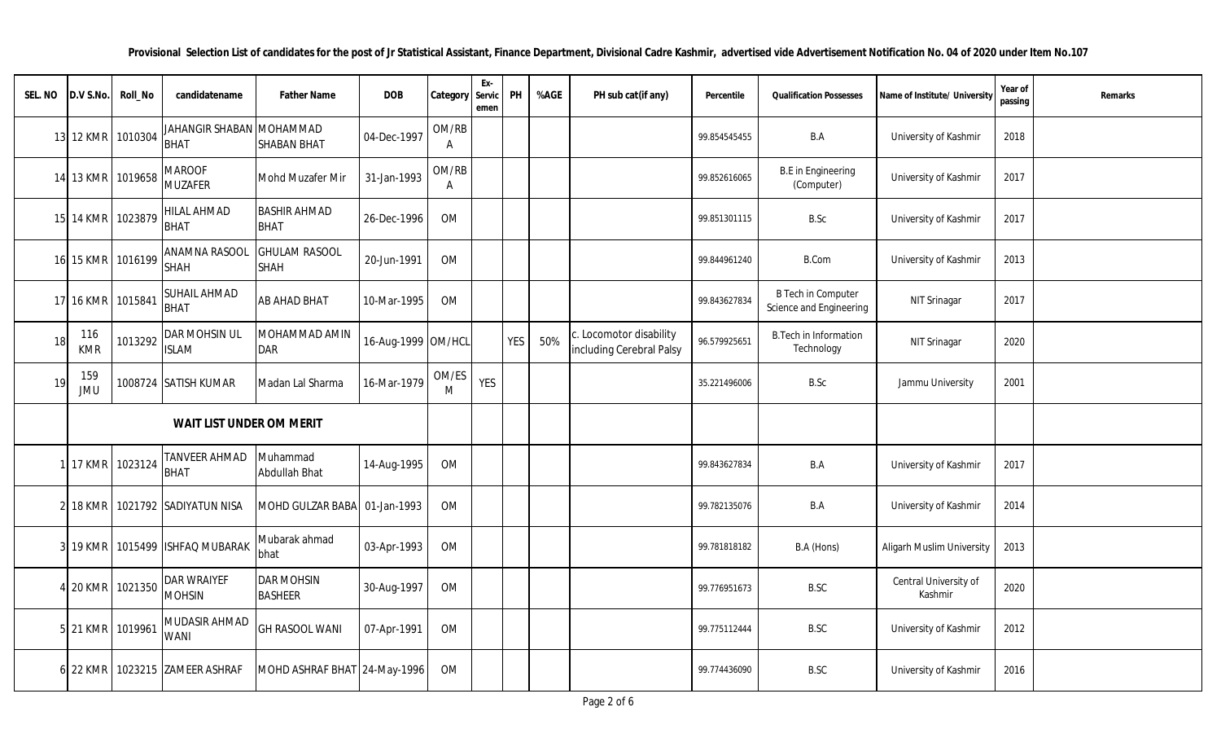**Provisional Selection List of candidates for the post of Jr Statistical Assistant, Finance Department, Divisional Cadre Kashmir, advertised vide Advertisement Notification No. 04 of 2020 under Item No.107**

| SEL. NO | D.V S.No. | Roll_No | candidatename | Father Name | DOB | Category | Ex-Servicemen | PH | %AGE | PH sub cat(if any) | Percentile | Qualification Possesses | Name of Institute/ University | Year of passing | Remarks |
|---|---|---|---|---|---|---|---|---|---|---|---|---|---|---|---|
| 13 | 12 KMR | 1010304 | JAHANGIR SHABAN BHAT | MOHAMMAD SHABAN BHAT | 04-Dec-1997 | OM/RBA | | | | | 99.854545455 | B.A | University of Kashmir | 2018 | |
| 14 | 13 KMR | 1019658 | MAROOF MUZAFER | Mohd Muzafer Mir | 31-Jan-1993 | OM/RBA | | | | | 99.852616065 | B.E in Engineering (Computer) | University of Kashmir | 2017 | |
| 15 | 14 KMR | 1023879 | HILAL AHMAD BHAT | BASHIR AHMAD BHAT | 26-Dec-1996 | OM | | | | | 99.851301115 | B.Sc | University of Kashmir | 2017 | |
| 16 | 15 KMR | 1016199 | ANAMNA RASOOL SHAH | GHULAM RASOOL SHAH | 20-Jun-1991 | OM | | | | | 99.844961240 | B.Com | University of Kashmir | 2013 | |
| 17 | 16 KMR | 1015841 | SUHAIL AHMAD BHAT | AB AHAD BHAT | 10-Mar-1995 | OM | | | | | 99.843627834 | B Tech in Computer Science and Engineering | NIT Srinagar | 2017 | |
| 18 | 116 KMR | 1013292 | DAR MOHSIN UL ISLAM | MOHAMMAD AMIN DAR | 16-Aug-1999 | OM/HCL | | YES | 50% | c. Locomotor disability including Cerebral Palsy | 96.579925651 | B.Tech in Information Technology | NIT Srinagar | 2020 | |
| 19 | 159 JMU | 1008724 | SATISH KUMAR | Madan Lal Sharma | 16-Mar-1979 | OM/ESM | YES | | | | 35.221496006 | B.Sc | Jammu University | 2001 | |
| | **WAIT LIST UNDER OM MERIT** | | | | | | | | | | | | | | |
| 1 | 17 KMR | 1023124 | TANVEER AHMAD BHAT | Muhammad Abdullah Bhat | 14-Aug-1995 | OM | | | | | 99.843627834 | B.A | University of Kashmir | 2017 | |
| 2 | 18 KMR | 1021792 | SADIYATUN NISA | MOHD GULZAR BABA | 01-Jan-1993 | OM | | | | | 99.782135076 | B.A | University of Kashmir | 2014 | |
| 3 | 19 KMR | 1015499 | ISHFAQ MUBARAK | Mubarak ahmad bhat | 03-Apr-1993 | OM | | | | | 99.781818182 | B.A (Hons) | Aligarh Muslim University | 2013 | |
| 4 | 20 KMR | 1021350 | DAR WRAIYEF MOHSIN | DAR MOHSIN BASHEER | 30-Aug-1997 | OM | | | | | 99.776951673 | B.SC | Central University of Kashmir | 2020 | |
| 5 | 21 KMR | 1019961 | MUDASIR AHMAD WANI | GH RASOOL WANI | 07-Apr-1991 | OM | | | | | 99.775112444 | B.SC | University of Kashmir | 2012 | |
| 6 | 22 KMR | 1023215 | ZAMEER ASHRAF | MOHD ASHRAF BHAT | 24-May-1996 | OM | | | | | 99.774436090 | B.SC | University of Kashmir | 2016 | |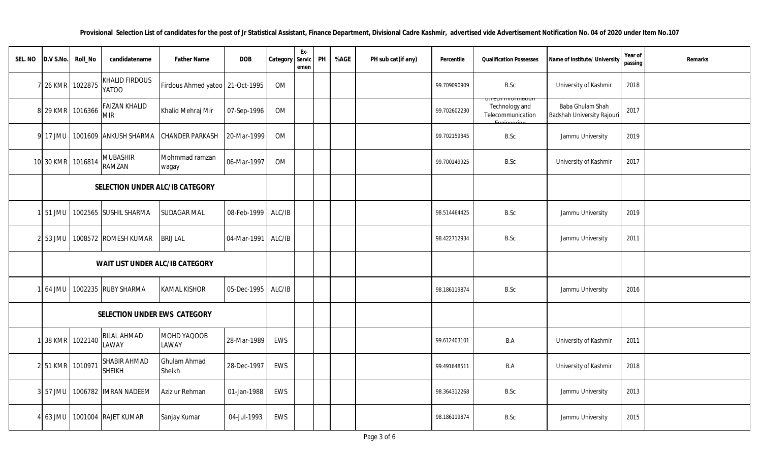**Provisional Selection List of candidates for the post of Jr Statistical Assistant, Finance Department, Divisional Cadre Kashmir, advertised vide Advertisement Notification No. 04 of 2020 under Item No.107**

| SEL. NO | D.V S.No. | Roll_No | candidatename | Father Name | DOB | Category | Ex-Servicemen | PH | %AGE | PH sub cat(if any) | Percentile | Qualification Possesses | Name of Institute/ University | Year of passing | Remarks |
|---|---|---|---|---|---|---|---|---|---|---|---|---|---|---|---|
| 7 | 26 KMR | 1022875 | KHALID FIRDOUS YATOO | Firdous Ahmed yatoo | 21-Oct-1995 | OM | | | | | 99.709090909 | B.Sc | University of Kashmir | 2018 | |
| 8 | 29 KMR | 1016366 | FAIZAN KHALID MIR | Khalid Mehraj Mir | 07-Sep-1996 | OM | | | | | 99.702602230 | B.Tech Information Technology and Telecommunication Engineering | Baba Ghulam Shah Badshah University Rajouri | 2017 | |
| 9 | 17 JMU | 1001609 | ANKUSH SHARMA | CHANDER PARKASH | 20-Mar-1999 | OM | | | | | 99.702159345 | B.Sc | Jammu University | 2019 | |
| 10 | 30 KMR | 1016814 | MUBASHIR RAMZAN | Mohmmad ramzan wagay | 06-Mar-1997 | OM | | | | | 99.700149925 | B.Sc | University of Kashmir | 2017 | |
| | **SELECTION UNDER ALC/IB CATEGORY** | | | | | | | | | | | | | | |
| 1 | 51 JMU | 1002565 | SUSHIL SHARMA | SUDAGAR MAL | 08-Feb-1999 | ALC/IB | | | | | 98.514464425 | B.Sc | Jammu University | 2019 | |
| 2 | 53 JMU | 1008572 | ROMESH KUMAR | BRIJ LAL | 04-Mar-1991 | ALC/IB | | | | | 98.422712934 | B.Sc | Jammu University | 2011 | |
| | **WAIT LIST UNDER ALC/IB CATEGORY** | | | | | | | | | | | | | | |
| 1 | 64 JMU | 1002235 | RUBY SHARMA | KAMAL KISHOR | 05-Dec-1995 | ALC/IB | | | | | 98.186119874 | B.Sc | Jammu University | 2016 | |
| | **SELECTION UNDER EWS CATEGORY** | | | | | | | | | | | | | | |
| 1 | 38 KMR | 1022140 | BILAL AHMAD LAWAY | MOHD YAQOOB LAWAY | 28-Mar-1989 | EWS | | | | | 99.612403101 | B.A | University of Kashmir | 2011 | |
| 2 | 51 KMR | 1010971 | SHABIR AHMAD SHEIKH | Ghulam Ahmad Sheikh | 28-Dec-1997 | EWS | | | | | 99.491648511 | B.A | University of Kashmir | 2018 | |
| 3 | 57 JMU | 1006782 | IMRAN NADEEM | Aziz ur Rehman | 01-Jan-1988 | EWS | | | | | 98.364312268 | B.Sc | Jammu University | 2013 | |
| 4 | 63 JMU | 1001004 | RAJET KUMAR | Sanjay Kumar | 04-Jul-1993 | EWS | | | | | 98.186119874 | B.Sc | Jammu University | 2015 | |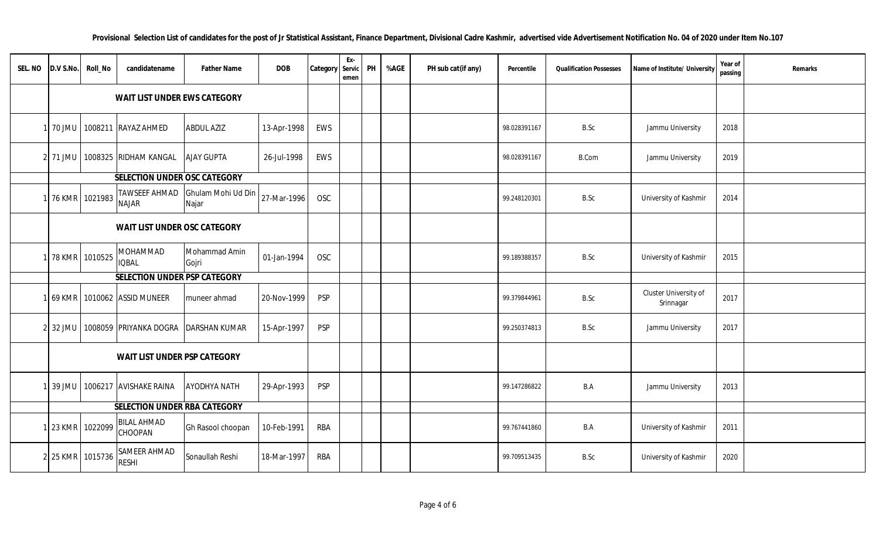**Provisional Selection List of candidates for the post of Jr Statistical Assistant, Finance Department, Divisional Cadre Kashmir, advertised vide Advertisement Notification No. 04 of 2020 under Item No.107**

| SEL. NO | D.V S.No. | Roll_No | candidatename | Father Name | DOB | Category | Ex-Servicemen | PH | %AGE | PH sub cat(if any) | Percentile | Qualification Possesses | Name of Institute/ University | Year of passing | Remarks |
|---|---|---|---|---|---|---|---|---|---|---|---|---|---|---|---|
| | **WAIT LIST UNDER EWS CATEGORY** | | | | | | | | | | | | | | |
| 1 | 70 JMU | 1008211 | RAYAZ AHMED | ABDUL AZIZ | 13-Apr-1998 | EWS | | | | | 98.028391167 | B.Sc | Jammu University | 2018 | |
| 2 | 71 JMU | 1008325 | RIDHAM KANGAL | AJAY GUPTA | 26-Jul-1998 | EWS | | | | | 98.028391167 | B.Com | Jammu University | 2019 | |
| | **SELECTION UNDER OSC CATEGORY** | | | | | | | | | | | | | | |
| 1 | 76 KMR | 1021983 | TAWSEEF AHMAD NAJAR | Ghulam Mohi Ud Din Najar | 27-Mar-1996 | OSC | | | | | 99.248120301 | B.Sc | University of Kashmir | 2014 | |
| | **WAIT LIST UNDER OSC CATEGORY** | | | | | | | | | | | | | | |
| 1 | 78 KMR | 1010525 | MOHAMMAD IQBAL | Mohammad Amin Gojri | 01-Jan-1994 | OSC | | | | | 99.189388357 | B.Sc | University of Kashmir | 2015 | |
| | **SELECTION UNDER PSP CATEGORY** | | | | | | | | | | | | | | |
| 1 | 69 KMR | 1010062 | ASSID MUNEER | muneer ahmad | 20-Nov-1999 | PSP | | | | | 99.379844961 | B.Sc | Cluster University of Srinnagar | 2017 | |
| 2 | 32 JMU | 1008059 | PRIYANKA DOGRA | DARSHAN KUMAR | 15-Apr-1997 | PSP | | | | | 99.250374813 | B.Sc | Jammu University | 2017 | |
| | **WAIT LIST UNDER PSP CATEGORY** | | | | | | | | | | | | | | |
| 1 | 39 JMU | 1006217 | AVISHAKE RAINA | AYODHYA NATH | 29-Apr-1993 | PSP | | | | | 99.147286822 | B.A | Jammu University | 2013 | |
| | **SELECTION UNDER RBA CATEGORY** | | | | | | | | | | | | | | |
| 1 | 23 KMR | 1022099 | BILAL AHMAD CHOOPAN | Gh Rasool choopan | 10-Feb-1991 | RBA | | | | | 99.767441860 | B.A | University of Kashmir | 2011 | |
| 2 | 25 KMR | 1015736 | SAMEER AHMAD RESHI | Sonaullah Reshi | 18-Mar-1997 | RBA | | | | | 99.709513435 | B.Sc | University of Kashmir | 2020 | |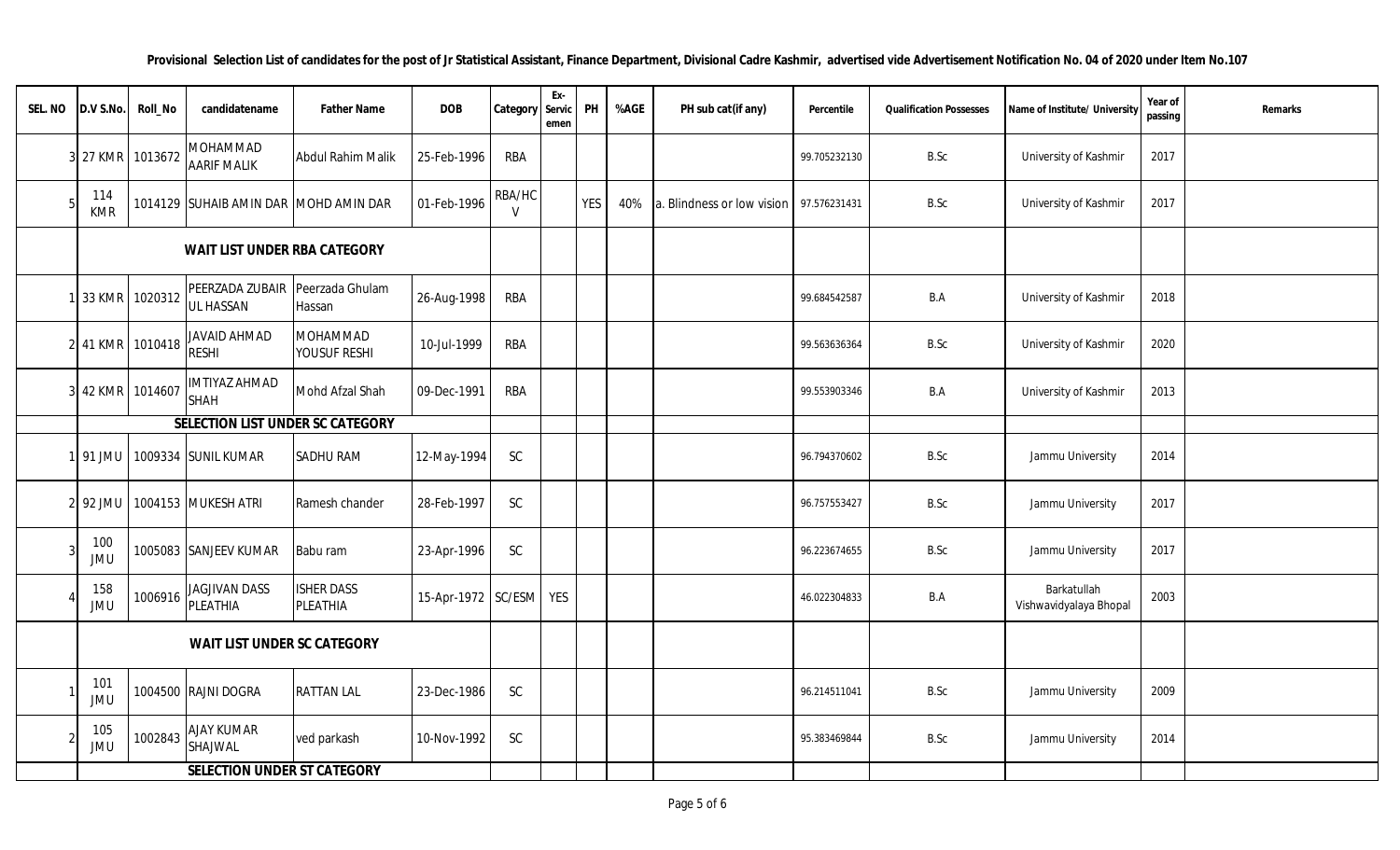**Provisional Selection List of candidates for the post of Jr Statistical Assistant, Finance Department, Divisional Cadre Kashmir, advertised vide Advertisement Notification No. 04 of 2020 under Item No.107**

| SEL. NO | D.V S.No. | Roll_No | candidatename | Father Name | DOB | Category | Ex-Servicemen | PH | %AGE | PH sub cat(if any) | Percentile | Qualification Possesses | Name of Institute/ University | Year of passing | Remarks |
|---|---|---|---|---|---|---|---|---|---|---|---|---|---|---|---|
| 3 | 27 KMR | 1013672 | MOHAMMAD AARIF MALIK | Abdul Rahim Malik | 25-Feb-1996 | RBA | | | | | 99.705232130 | B.Sc | University of Kashmir | 2017 | |
| 5 | 114 KMR | 1014129 | SUHAIB AMIN DAR | MOHD AMIN DAR | 01-Feb-1996 | RBA/HCV | | YES | 40% | a. Blindness or low vision | 97.576231431 | B.Sc | University of Kashmir | 2017 | |
| | **WAIT LIST UNDER RBA CATEGORY** | | | | | | | | | | | | | | |
| 1 | 33 KMR | 1020312 | PEERZADA ZUBAIR UL HASSAN | Peerzada Ghulam Hassan | 26-Aug-1998 | RBA | | | | | 99.684542587 | B.A | University of Kashmir | 2018 | |
| 2 | 41 KMR | 1010418 | JAVAID AHMAD RESHI | MOHAMMAD YOUSUF RESHI | 10-Jul-1999 | RBA | | | | | 99.563636364 | B.Sc | University of Kashmir | 2020 | |
| 3 | 42 KMR | 1014607 | IMTIYAZ AHMAD SHAH | Mohd Afzal Shah | 09-Dec-1991 | RBA | | | | | 99.553903346 | B.A | University of Kashmir | 2013 | |
| | **SELECTION LIST UNDER SC CATEGORY** | | | | | | | | | | | | | | |
| 1 | 91 JMU | 1009334 | SUNIL KUMAR | SADHU RAM | 12-May-1994 | SC | | | | | 96.794370602 | B.Sc | Jammu University | 2014 | |
| 2 | 92 JMU | 1004153 | MUKESH ATRI | Ramesh chander | 28-Feb-1997 | SC | | | | | 96.757553427 | B.Sc | Jammu University | 2017 | |
| 3 | 100 JMU | 1005083 | SANJEEV KUMAR | Babu ram | 23-Apr-1996 | SC | | | | | 96.223674655 | B.Sc | Jammu University | 2017 | |
| 4 | 158 JMU | 1006916 | JAGJIVAN DASS PLEATHIA | ISHER DASS PLEATHIA | 15-Apr-1972 | SC/ESM | YES | | | | 46.022304833 | B.A | Barkatullah Vishwavidyalaya Bhopal | 2003 | |
| | **WAIT LIST UNDER SC CATEGORY** | | | | | | | | | | | | | | |
| 1 | 101 JMU | 1004500 | RAJNI DOGRA | RATTAN LAL | 23-Dec-1986 | SC | | | | | 96.214511041 | B.Sc | Jammu University | 2009 | |
| 2 | 105 JMU | 1002843 | AJAY KUMAR SHAJWAL | ved parkash | 10-Nov-1992 | SC | | | | | 95.383469844 | B.Sc | Jammu University | 2014 | |
| | **SELECTION UNDER ST CATEGORY** | | | | | | | | | | | | | | |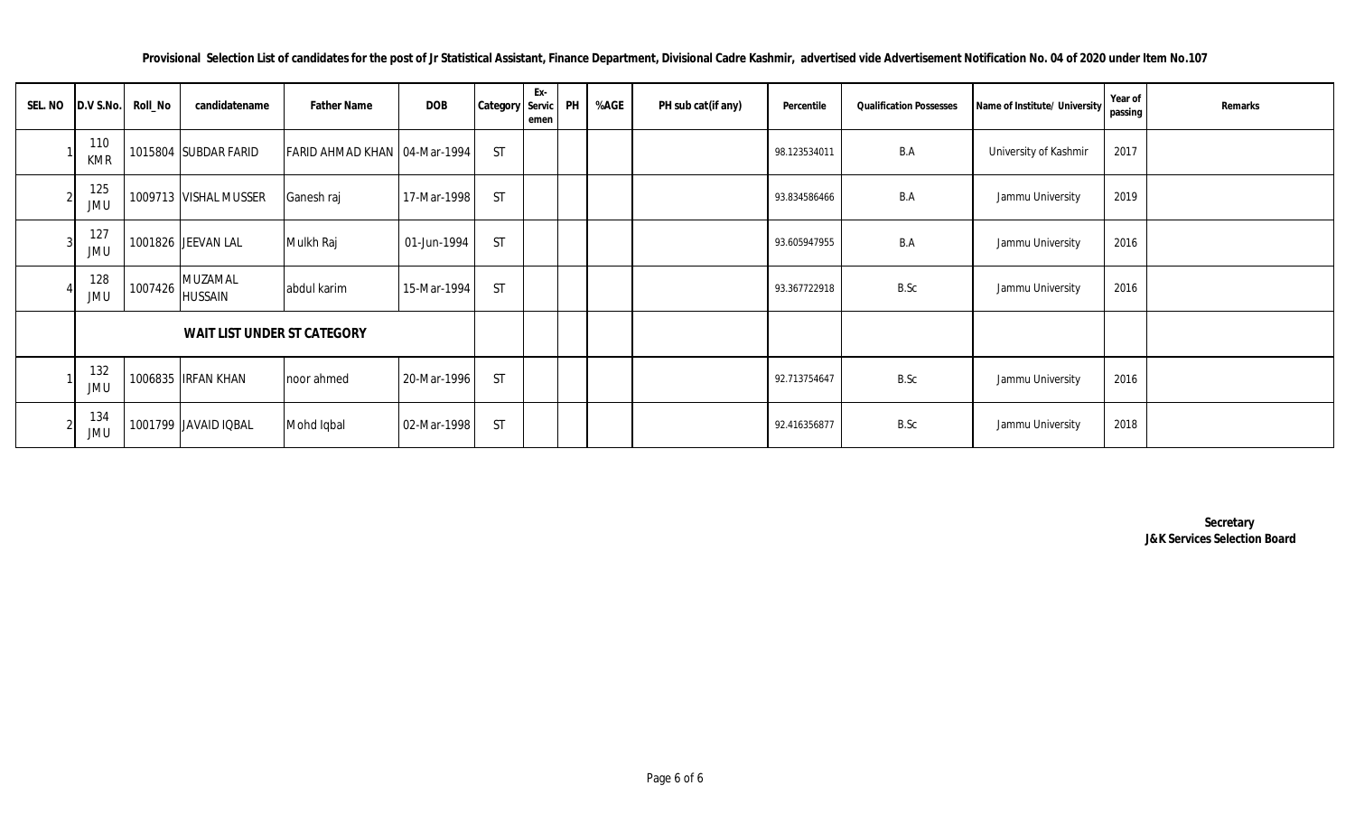**Provisional Selection List of candidates for the post of Jr Statistical Assistant, Finance Department, Divisional Cadre Kashmir, advertised vide Advertisement Notification No. 04 of 2020 under Item No.107**

| SEL. NO | D.V S.No. | Roll_No | candidatename | Father Name | DOB | Category | Ex-Servicemen | PH | %AGE | PH sub cat(if any) | Percentile | Qualification Possesses | Name of Institute/ University | Year of passing | Remarks |
|---|---|---|---|---|---|---|---|---|---|---|---|---|---|---|---|
| 1 | 110 KMR | 1015804 | SUBDAR FARID | FARID AHMAD KHAN | 04-Mar-1994 | ST | | | | | 98.123534011 | B.A | University of Kashmir | 2017 | |
| 2 | 125 JMU | 1009713 | VISHAL MUSSER | Ganesh raj | 17-Mar-1998 | ST | | | | | 93.834586466 | B.A | Jammu University | 2019 | |
| 3 | 127 JMU | 1001826 | JEEVAN LAL | Mulkh Raj | 01-Jun-1994 | ST | | | | | 93.605947955 | B.A | Jammu University | 2016 | |
| 4 | 128 JMU | 1007426 | MUZAMAL HUSSAIN | abdul karim | 15-Mar-1994 | ST | | | | | 93.367722918 | B.Sc | Jammu University | 2016 | |
| | **WAIT LIST UNDER ST CATEGORY** | | | | | | | | | | | | | | |
| 1 | 132 JMU | 1006835 | IRFAN KHAN | noor ahmed | 20-Mar-1996 | ST | | | | | 92.713754647 | B.Sc | Jammu University | 2016 | |
| 2 | 134 JMU | 1001799 | JAVAID IQBAL | Mohd Iqbal | 02-Mar-1998 | ST | | | | | 92.416356877 | B.Sc | Jammu University | 2018 | |

**Secretary**
**J&K Services Selection Board**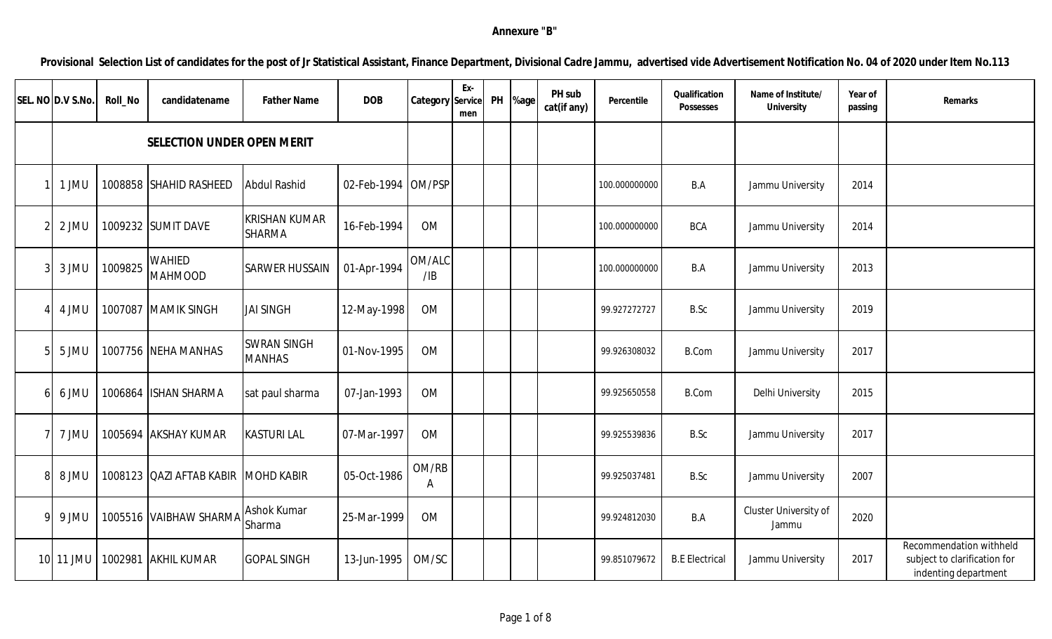**Annexure "B"**

**Provisional Selection List of candidates for the post of Jr Statistical Assistant, Finance Department, Divisional Cadre Jammu, advertised vide Advertisement Notification No. 04 of 2020 under Item No.113**

| SEL. NO | D.V S.No. | Roll_No | candidatename | Father Name | DOB | Category | Ex-Service men | PH | %age | PH sub cat(if any) | Percentile | Qualification Possesses | Name of Institute/ University | Year of passing | Remarks |
|---|---|---|---|---|---|---|---|---|---|---|---|---|---|---|---|
| | **SELECTION UNDER OPEN MERIT** | | | | | | | | | | | | | | |
| 1 | 1 JMU | 1008858 | SHAHID RASHEED | Abdul Rashid | 02-Feb-1994 | OM/PSP | | | | | 100.000000000 | B.A | Jammu University | 2014 | |
| 2 | 2 JMU | 1009232 | SUMIT DAVE | KRISHAN KUMAR SHARMA | 16-Feb-1994 | OM | | | | | 100.000000000 | BCA | Jammu University | 2014 | |
| 3 | 3 JMU | 1009825 | WAHIED MAHMOOD | SARWER HUSSAIN | 01-Apr-1994 | OM/ALC/IB | | | | | 100.000000000 | B.A | Jammu University | 2013 | |
| 4 | 4 JMU | 1007087 | MAMIK SINGH | JAI SINGH | 12-May-1998 | OM | | | | | 99.927272727 | B.Sc | Jammu University | 2019 | |
| 5 | 5 JMU | 1007756 | NEHA MANHAS | SWRAN SINGH MANHAS | 01-Nov-1995 | OM | | | | | 99.926308032 | B.Com | Jammu University | 2017 | |
| 6 | 6 JMU | 1006864 | ISHAN SHARMA | sat paul sharma | 07-Jan-1993 | OM | | | | | 99.925650558 | B.Com | Delhi University | 2015 | |
| 7 | 7 JMU | 1005694 | AKSHAY KUMAR | KASTURI LAL | 07-Mar-1997 | OM | | | | | 99.925539836 | B.Sc | Jammu University | 2017 | |
| 8 | 8 JMU | 1008123 | QAZI AFTAB KABIR | MOHD KABIR | 05-Oct-1986 | OM/RBA | | | | | 99.925037481 | B.Sc | Jammu University | 2007 | |
| 9 | 9 JMU | 1005516 | VAIBHAW SHARMA | Ashok Kumar Sharma | 25-Mar-1999 | OM | | | | | 99.924812030 | B.A | Cluster University of Jammu | 2020 | |
| 10 | 11 JMU | 1002981 | AKHIL KUMAR | GOPAL SINGH | 13-Jun-1995 | OM/SC | | | | | 99.851079672 | B.E Electrical | Jammu University | 2017 | Recommendation withheld subject to clarification for indenting department |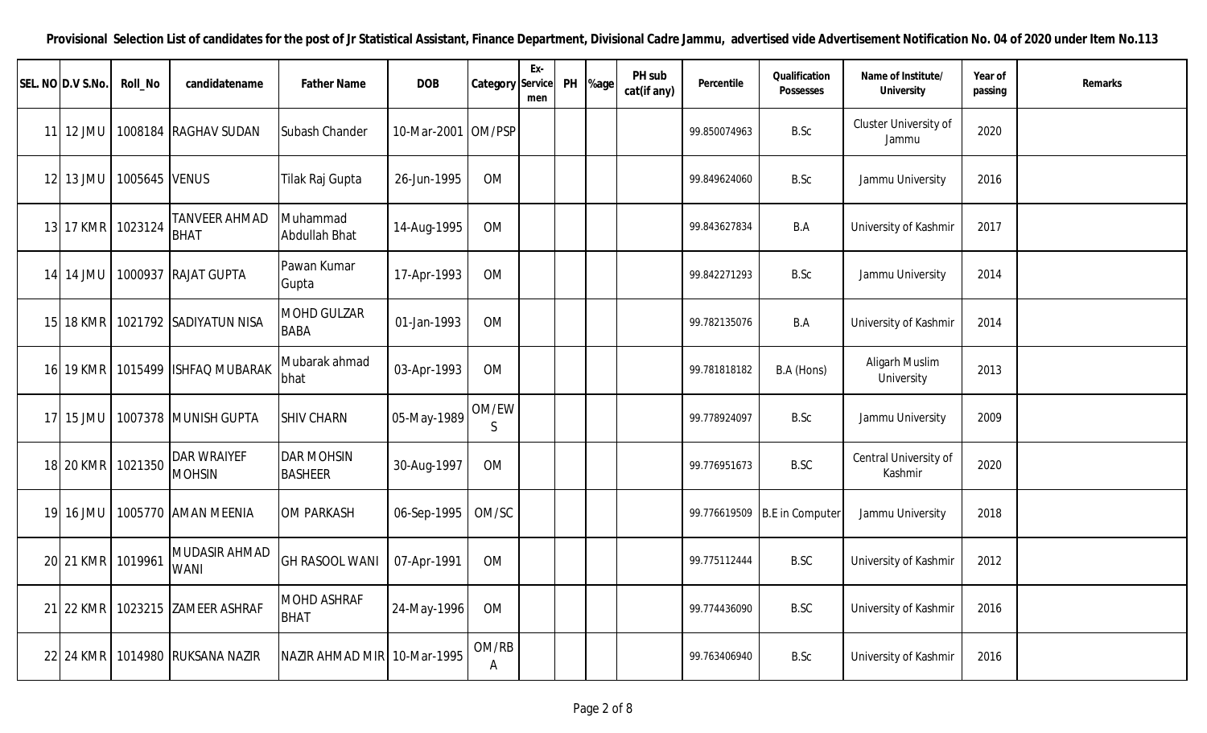**Provisional Selection List of candidates for the post of Jr Statistical Assistant, Finance Department, Divisional Cadre Jammu, advertised vide Advertisement Notification No. 04 of 2020 under Item No.113**

| SEL. NO | D.V S.No. | Roll_No | candidatename | Father Name | DOB | Category | Ex-Service men | PH | %age | PH sub cat(if any) | Percentile | Qualification Possesses | Name of Institute/ University | Year of passing | Remarks |
|---|---|---|---|---|---|---|---|---|---|---|---|---|---|---|---|
| 11 | 12 JMU | 1008184 | RAGHAV SUDAN | Subash Chander | 10-Mar-2001 | OM/PSP | | | | | 99.850074963 | B.Sc | Cluster University of Jammu | 2020 | |
| 12 | 13 JMU | 1005645 | VENUS | Tilak Raj Gupta | 26-Jun-1995 | OM | | | | | 99.849624060 | B.Sc | Jammu University | 2016 | |
| 13 | 17 KMR | 1023124 | TANVEER AHMAD BHAT | Muhammad Abdullah Bhat | 14-Aug-1995 | OM | | | | | 99.843627834 | B.A | University of Kashmir | 2017 | |
| 14 | 14 JMU | 1000937 | RAJAT GUPTA | Pawan Kumar Gupta | 17-Apr-1993 | OM | | | | | 99.842271293 | B.Sc | Jammu University | 2014 | |
| 15 | 18 KMR | 1021792 | SADIYATUN NISA | MOHD GULZAR BABA | 01-Jan-1993 | OM | | | | | 99.782135076 | B.A | University of Kashmir | 2014 | |
| 16 | 19 KMR | 1015499 | ISHFAQ MUBARAK | Mubarak ahmad bhat | 03-Apr-1993 | OM | | | | | 99.781818182 | B.A (Hons) | Aligarh Muslim University | 2013 | |
| 17 | 15 JMU | 1007378 | MUNISH GUPTA | SHIV CHARN | 05-May-1989 | OM/EWS | | | | | 99.778924097 | B.Sc | Jammu University | 2009 | |
| 18 | 20 KMR | 1021350 | DAR WRAIYEF MOHSIN | DAR MOHSIN BASHEER | 30-Aug-1997 | OM | | | | | 99.776951673 | B.SC | Central University of Kashmir | 2020 | |
| 19 | 16 JMU | 1005770 | AMAN MEENIA | OM PARKASH | 06-Sep-1995 | OM/SC | | | | | 99.776619509 | B.E in Computer | Jammu University | 2018 | |
| 20 | 21 KMR | 1019961 | MUDASIR AHMAD WANI | GH RASOOL WANI | 07-Apr-1991 | OM | | | | | 99.775112444 | B.SC | University of Kashmir | 2012 | |
| 21 | 22 KMR | 1023215 | ZAMEER ASHRAF | MOHD ASHRAF BHAT | 24-May-1996 | OM | | | | | 99.774436090 | B.SC | University of Kashmir | 2016 | |
| 22 | 24 KMR | 1014980 | RUKSANA NAZIR | NAZIR AHMAD MIR | 10-Mar-1995 | OM/RBA | | | | | 99.763406940 | B.Sc | University of Kashmir | 2016 | |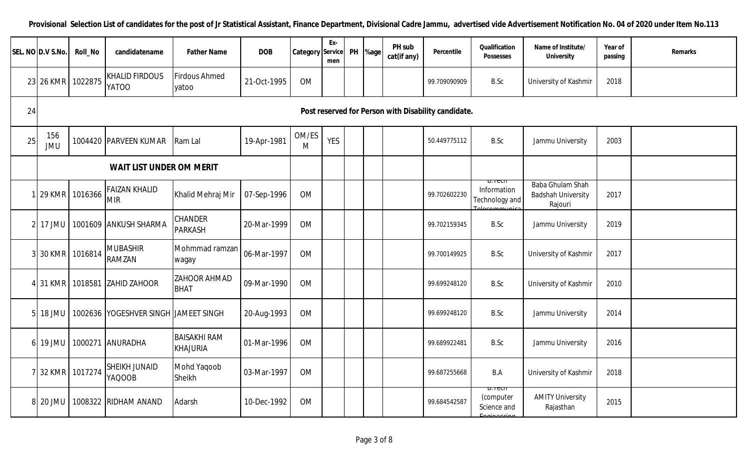**Provisional Selection List of candidates for the post of Jr Statistical Assistant, Finance Department, Divisional Cadre Jammu, advertised vide Advertisement Notification No. 04 of 2020 under Item No.113**

| SEL. NO | D.V S.No. | Roll_No | candidatename | Father Name | DOB | Category | Ex-Servicemen | PH | %age | PH sub cat(if any) | Percentile | Qualification Possesses | Name of Institute/ University | Year of passing | Remarks |
|---|---|---|---|---|---|---|---|---|---|---|---|---|---|---|---|
| 23 | 26 KMR | 1022875 | KHALID FIRDOUS YATOO | Firdous Ahmed yatoo | 21-Oct-1995 | OM | | | | | 99.709090909 | B.Sc | University of Kashmir | 2018 | |
| 24 | Post reserved for Person with Disability candidate. | | | | | | | | | | | | | | |
| 25 | 156 JMU | 1004420 | PARVEEN KUMAR | Ram Lal | 19-Apr-1981 | OM/ESM | YES | | | | 50.449775112 | B.Sc | Jammu University | 2003 | |
| | WAIT LIST UNDER OM MERIT | | | | | | | | | | | | | | |
| 1 | 29 KMR | 1016366 | FAIZAN KHALID MIR | Khalid Mehraj Mir | 07-Sep-1996 | OM | | | | | 99.702602230 | B.Tech Information Technology and Telecommunica | Baba Ghulam Shah Badshah University Rajouri | 2017 | |
| 2 | 17 JMU | 1001609 | ANKUSH SHARMA | CHANDER PARKASH | 20-Mar-1999 | OM | | | | | 99.702159345 | B.Sc | Jammu University | 2019 | |
| 3 | 30 KMR | 1016814 | MUBASHIR RAMZAN | Mohmmad ramzan wagay | 06-Mar-1997 | OM | | | | | 99.700149925 | B.Sc | University of Kashmir | 2017 | |
| 4 | 31 KMR | 1018581 | ZAHID ZAHOOR | ZAHOOR AHMAD BHAT | 09-Mar-1990 | OM | | | | | 99.699248120 | B.Sc | University of Kashmir | 2010 | |
| 5 | 18 JMU | 1002636 | YOGESHVER SINGH | JAMEET SINGH | 20-Aug-1993 | OM | | | | | 99.699248120 | B.Sc | Jammu University | 2014 | |
| 6 | 19 JMU | 1000271 | ANURADHA | BAISAKHI RAM KHAJURIA | 01-Mar-1996 | OM | | | | | 99.689922481 | B.Sc | Jammu University | 2016 | |
| 7 | 32 KMR | 1017274 | SHEIKH JUNAID YAQOOB | Mohd Yaqoob Sheikh | 03-Mar-1997 | OM | | | | | 99.687255668 | B.A | University of Kashmir | 2018 | |
| 8 | 20 JMU | 1008322 | RIDHAM ANAND | Adarsh | 10-Dec-1992 | OM | | | | | 99.684542587 | B.Tech (computer Science and Engineering | AMITY University Rajasthan | 2015 | |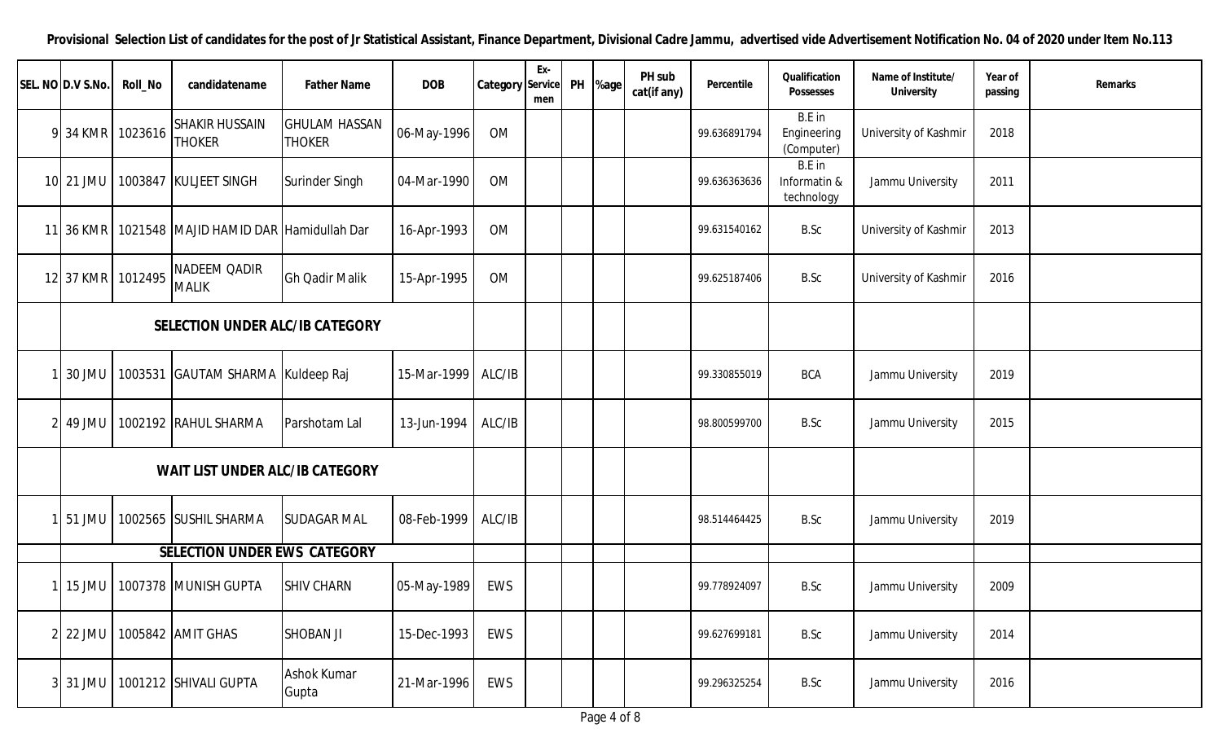**Provisional Selection List of candidates for the post of Jr Statistical Assistant, Finance Department, Divisional Cadre Jammu, advertised vide Advertisement Notification No. 04 of 2020 under Item No.113**

| SEL. NO | D.V S.No. | Roll_No | candidatename | Father Name | DOB | Category | Ex-Service men | PH | %age | PH sub cat(if any) | Percentile | Qualification Possesses | Name of Institute/ University | Year of passing | Remarks |
|---|---|---|---|---|---|---|---|---|---|---|---|---|---|---|---|
| 9 | 34 KMR | 1023616 | SHAKIR HUSSAIN THOKER | GHULAM HASSAN THOKER | 06-May-1996 | OM | | | | | 99.636891794 | B.E in Engineering (Computer) | University of Kashmir | 2018 | |
| 10 | 21 JMU | 1003847 | KULJEET SINGH | Surinder Singh | 04-Mar-1990 | OM | | | | | 99.636363636 | B.E in Informatin & technology | Jammu University | 2011 | |
| 11 | 36 KMR | 1021548 | MAJID HAMID DAR | Hamidullah Dar | 16-Apr-1993 | OM | | | | | 99.631540162 | B.Sc | University of Kashmir | 2013 | |
| 12 | 37 KMR | 1012495 | NADEEM QADIR MALIK | Gh Qadir Malik | 15-Apr-1995 | OM | | | | | 99.625187406 | B.Sc | University of Kashmir | 2016 | |
| | **SELECTION UNDER ALC/IB CATEGORY** | | | | | | | | | | | | | | |
| 1 | 30 JMU | 1003531 | GAUTAM SHARMA | Kuldeep Raj | 15-Mar-1999 | ALC/IB | | | | | 99.330855019 | BCA | Jammu University | 2019 | |
| 2 | 49 JMU | 1002192 | RAHUL SHARMA | Parshotam Lal | 13-Jun-1994 | ALC/IB | | | | | 98.800599700 | B.Sc | Jammu University | 2015 | |
| | **WAIT LIST UNDER ALC/IB CATEGORY** | | | | | | | | | | | | | | |
| 1 | 51 JMU | 1002565 | SUSHIL SHARMA | SUDAGAR MAL | 08-Feb-1999 | ALC/IB | | | | | 98.514464425 | B.Sc | Jammu University | 2019 | |
| | **SELECTION UNDER EWS CATEGORY** | | | | | | | | | | | | | | |
| 1 | 15 JMU | 1007378 | MUNISH GUPTA | SHIV CHARN | 05-May-1989 | EWS | | | | | 99.778924097 | B.Sc | Jammu University | 2009 | |
| 2 | 22 JMU | 1005842 | AMIT GHAS | SHOBAN JI | 15-Dec-1993 | EWS | | | | | 99.627699181 | B.Sc | Jammu University | 2014 | |
| 3 | 31 JMU | 1001212 | SHIVALI GUPTA | Ashok Kumar Gupta | 21-Mar-1996 | EWS | | | | | 99.296325254 | B.Sc | Jammu University | 2016 | |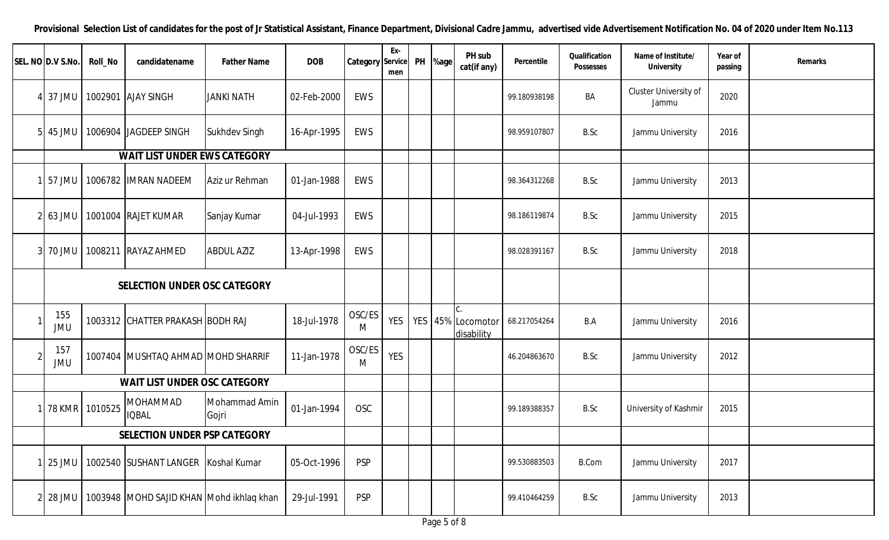**Provisional Selection List of candidates for the post of Jr Statistical Assistant, Finance Department, Divisional Cadre Jammu, advertised vide Advertisement Notification No. 04 of 2020 under Item No.113**

| SEL. NO | D.V S.No. | Roll_No | candidatename | Father Name | DOB | Category | Ex-Service men | PH | %age | PH sub cat(if any) | Percentile | Qualification Possesses | Name of Institute/ University | Year of passing | Remarks |
|---|---|---|---|---|---|---|---|---|---|---|---|---|---|---|---|
| 4 | 37 JMU | 1002901 | AJAY SINGH | JANKI NATH | 02-Feb-2000 | EWS | | | | | 99.180938198 | BA | Cluster University of Jammu | 2020 | |
| 5 | 45 JMU | 1006904 | JAGDEEP SINGH | Sukhdev Singh | 16-Apr-1995 | EWS | | | | | 98.959107807 | B.Sc | Jammu University | 2016 | |
| | **WAIT LIST UNDER EWS CATEGORY** | | | | | | | | | | | | | | |
| 1 | 57 JMU | 1006782 | IMRAN NADEEM | Aziz ur Rehman | 01-Jan-1988 | EWS | | | | | 98.364312268 | B.Sc | Jammu University | 2013 | |
| 2 | 63 JMU | 1001004 | RAJET KUMAR | Sanjay Kumar | 04-Jul-1993 | EWS | | | | | 98.186119874 | B.Sc | Jammu University | 2015 | |
| 3 | 70 JMU | 1008211 | RAYAZ AHMED | ABDUL AZIZ | 13-Apr-1998 | EWS | | | | | 98.028391167 | B.Sc | Jammu University | 2018 | |
| | **SELECTION UNDER OSC CATEGORY** | | | | | | | | | | | | | | |
| 1 | 155 JMU | 1003312 | CHATTER PRAKASH | BODH RAJ | 18-Jul-1978 | OSC/ESM | YES | YES | 45% | C. Locomotor disability | 68.217054264 | B.A | Jammu University | 2016 | |
| 2 | 157 JMU | 1007404 | MUSHTAQ AHMAD | MOHD SHARRIF | 11-Jan-1978 | OSC/ESM | YES | | | | 46.204863670 | B.Sc | Jammu University | 2012 | |
| | **WAIT LIST UNDER OSC CATEGORY** | | | | | | | | | | | | | | |
| 1 | 78 KMR | 1010525 | MOHAMMAD IQBAL | Mohammad Amin Gojri | 01-Jan-1994 | OSC | | | | | 99.189388357 | B.Sc | University of Kashmir | 2015 | |
| | **SELECTION UNDER PSP CATEGORY** | | | | | | | | | | | | | | |
| 1 | 25 JMU | 1002540 | SUSHANT LANGER | Koshal Kumar | 05-Oct-1996 | PSP | | | | | 99.530883503 | B.Com | Jammu University | 2017 | |
| 2 | 28 JMU | 1003948 | MOHD SAJID KHAN | Mohd ikhlaq khan | 29-Jul-1991 | PSP | | | | | 99.410464259 | B.Sc | Jammu University | 2013 | |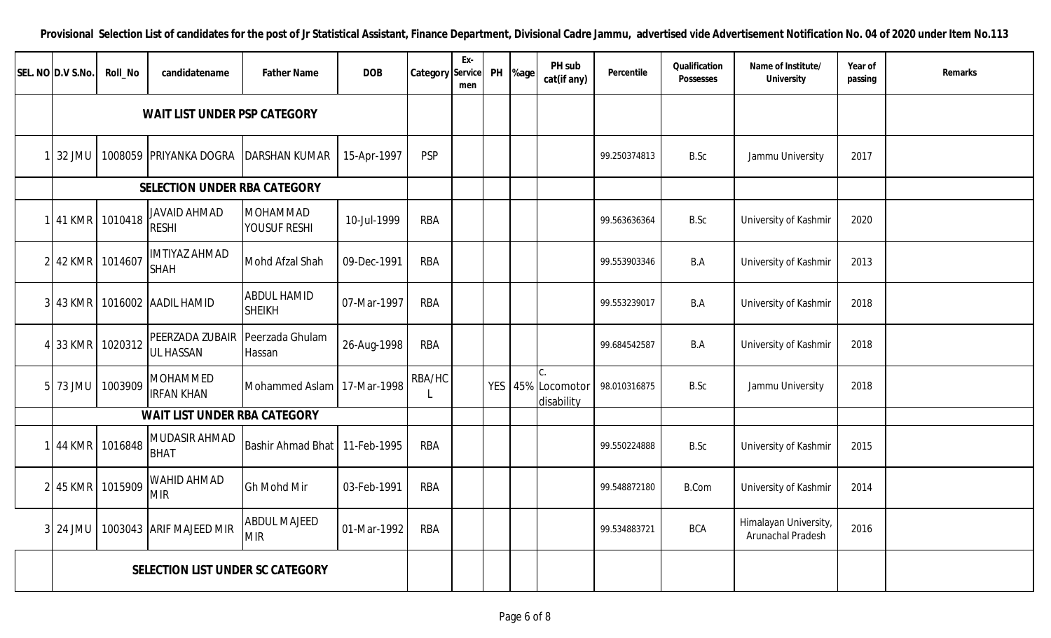**Provisional Selection List of candidates for the post of Jr Statistical Assistant, Finance Department, Divisional Cadre Jammu, advertised vide Advertisement Notification No. 04 of 2020 under Item No.113**

| SEL. NO | D.V S.No. | Roll_No | candidatename | Father Name | DOB | Category | Ex-Service men | PH | %age | PH sub cat(if any) | Percentile | Qualification Possesses | Name of Institute/ University | Year of passing | Remarks |
|---|---|---|---|---|---|---|---|---|---|---|---|---|---|---|---|
| | **WAIT LIST UNDER PSP CATEGORY** | | | | | | | | | | | | | | |
| 1 | 32 JMU | 1008059 | PRIYANKA DOGRA | DARSHAN KUMAR | 15-Apr-1997 | PSP | | | | | 99.250374813 | B.Sc | Jammu University | 2017 | |
| | **SELECTION UNDER RBA CATEGORY** | | | | | | | | | | | | | | |
| 1 | 41 KMR | 1010418 | JAVAID AHMAD RESHI | MOHAMMAD YOUSUF RESHI | 10-Jul-1999 | RBA | | | | | 99.563636364 | B.Sc | University of Kashmir | 2020 | |
| 2 | 42 KMR | 1014607 | IMTIYAZ AHMAD SHAH | Mohd Afzal Shah | 09-Dec-1991 | RBA | | | | | 99.553903346 | B.A | University of Kashmir | 2013 | |
| 3 | 43 KMR | 1016002 | AADIL HAMID | ABDUL HAMID SHEIKH | 07-Mar-1997 | RBA | | | | | 99.553239017 | B.A | University of Kashmir | 2018 | |
| 4 | 33 KMR | 1020312 | PEERZADA ZUBAIR UL HASSAN | Peerzada Ghulam Hassan | 26-Aug-1998 | RBA | | | | | 99.684542587 | B.A | University of Kashmir | 2018 | |
| 5 | 73 JMU | 1003909 | MOHAMMED IRFAN KHAN | Mohammed Aslam | 17-Mar-1998 | RBA/HCL | | YES | 45% | C. Locomotor disability | 98.010316875 | B.Sc | Jammu University | 2018 | |
| | **WAIT LIST UNDER RBA CATEGORY** | | | | | | | | | | | | | | |
| 1 | 44 KMR | 1016848 | MUDASIR AHMAD BHAT | Bashir Ahmad Bhat | 11-Feb-1995 | RBA | | | | | 99.550224888 | B.Sc | University of Kashmir | 2015 | |
| 2 | 45 KMR | 1015909 | WAHID AHMAD MIR | Gh Mohd Mir | 03-Feb-1991 | RBA | | | | | 99.548872180 | B.Com | University of Kashmir | 2014 | |
| 3 | 24 JMU | 1003043 | ARIF MAJEED MIR | ABDUL MAJEED MIR | 01-Mar-1992 | RBA | | | | | 99.534883721 | BCA | Himalayan University, Arunachal Pradesh | 2016 | |
| | **SELECTION LIST UNDER SC CATEGORY** | | | | | | | | | | | | | | |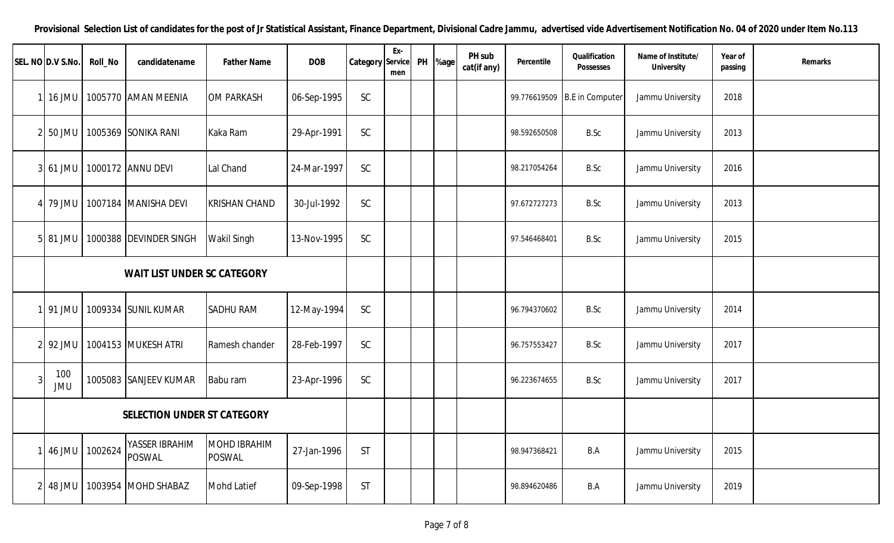**Provisional Selection List of candidates for the post of Jr Statistical Assistant, Finance Department, Divisional Cadre Jammu, advertised vide Advertisement Notification No. 04 of 2020 under Item No.113**

| SEL. NO | D.V S.No. | Roll_No | candidatename | Father Name | DOB | Category | Ex-Service men | PH | %age | PH sub cat(if any) | Percentile | Qualification Possesses | Name of Institute/ University | Year of passing | Remarks |
|---|---|---|---|---|---|---|---|---|---|---|---|---|---|---|---|
| 1 | 16 JMU | 1005770 | AMAN MEENIA | OM PARKASH | 06-Sep-1995 | SC | | | | | 99.776619509 | B.E in Computer | Jammu University | 2018 | |
| 2 | 50 JMU | 1005369 | SONIKA RANI | Kaka Ram | 29-Apr-1991 | SC | | | | | 98.592650508 | B.Sc | Jammu University | 2013 | |
| 3 | 61 JMU | 1000172 | ANNU DEVI | Lal Chand | 24-Mar-1997 | SC | | | | | 98.217054264 | B.Sc | Jammu University | 2016 | |
| 4 | 79 JMU | 1007184 | MANISHA DEVI | KRISHAN CHAND | 30-Jul-1992 | SC | | | | | 97.672727273 | B.Sc | Jammu University | 2013 | |
| 5 | 81 JMU | 1000388 | DEVINDER SINGH | Wakil Singh | 13-Nov-1995 | SC | | | | | 97.546468401 | B.Sc | Jammu University | 2015 | |
| | **WAIT LIST UNDER SC CATEGORY** | | | | | | | | | | | | | | |
| 1 | 91 JMU | 1009334 | SUNIL KUMAR | SADHU RAM | 12-May-1994 | SC | | | | | 96.794370602 | B.Sc | Jammu University | 2014 | |
| 2 | 92 JMU | 1004153 | MUKESH ATRI | Ramesh chander | 28-Feb-1997 | SC | | | | | 96.757553427 | B.Sc | Jammu University | 2017 | |
| 3 | 100 JMU | 1005083 | SANJEEV KUMAR | Babu ram | 23-Apr-1996 | SC | | | | | 96.223674655 | B.Sc | Jammu University | 2017 | |
| | **SELECTION UNDER ST CATEGORY** | | | | | | | | | | | | | | |
| 1 | 46 JMU | 1002624 | YASSER IBRAHIM POSWAL | MOHD IBRAHIM POSWAL | 27-Jan-1996 | ST | | | | | 98.947368421 | B.A | Jammu University | 2015 | |
| 2 | 48 JMU | 1003954 | MOHD SHABAZ | Mohd Latief | 09-Sep-1998 | ST | | | | | 98.894620486 | B.A | Jammu University | 2019 | |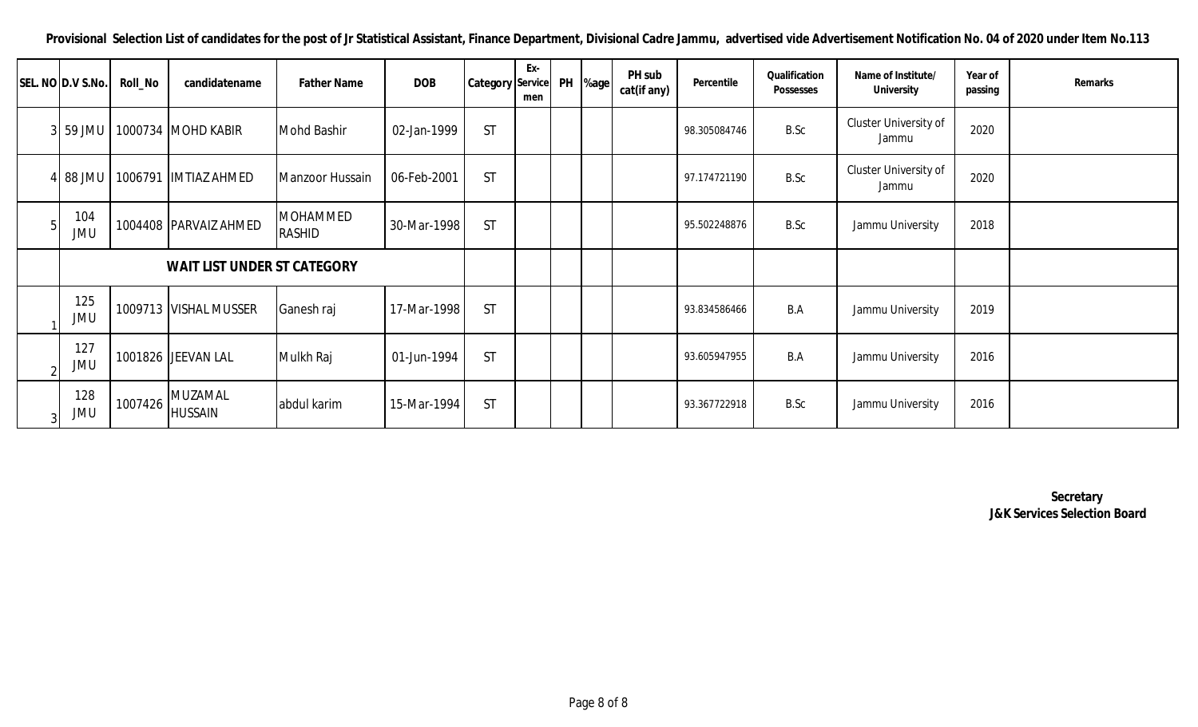**Provisional Selection List of candidates for the post of Jr Statistical Assistant, Finance Department, Divisional Cadre Jammu, advertised vide Advertisement Notification No. 04 of 2020 under Item No.113**

| SEL. NO | D.V S.No. | Roll_No | candidatename | Father Name | DOB | Category | Ex-Service men | PH | %age | PH sub cat(if any) | Percentile | Qualification Possesses | Name of Institute/ University | Year of passing | Remarks |
|---|---|---|---|---|---|---|---|---|---|---|---|---|---|---|---|
| 3 | 59 JMU | 1000734 | MOHD KABIR | Mohd Bashir | 02-Jan-1999 | ST | | | | | 98.305084746 | B.Sc | Cluster University of Jammu | 2020 | |
| 4 | 88 JMU | 1006791 | IMTIAZ AHMED | Manzoor Hussain | 06-Feb-2001 | ST | | | | | 97.174721190 | B.Sc | Cluster University of Jammu | 2020 | |
| 5 | 104 JMU | 1004408 | PARVAIZ AHMED | MOHAMMED RASHID | 30-Mar-1998 | ST | | | | | 95.502248876 | B.Sc | Jammu University | 2018 | |
| | **WAIT LIST UNDER ST CATEGORY** | | | | | | | | | | | | | | |
| 1 | 125 JMU | 1009713 | VISHAL MUSSER | Ganesh raj | 17-Mar-1998 | ST | | | | | 93.834586466 | B.A | Jammu University | 2019 | |
| 2 | 127 JMU | 1001826 | JEEVAN LAL | Mulkh Raj | 01-Jun-1994 | ST | | | | | 93.605947955 | B.A | Jammu University | 2016 | |
| 3 | 128 JMU | 1007426 | MUZAMAL HUSSAIN | abdul karim | 15-Mar-1994 | ST | | | | | 93.367722918 | B.Sc | Jammu University | 2016 | |

**Secretary**
**J&K Services Selection Board**